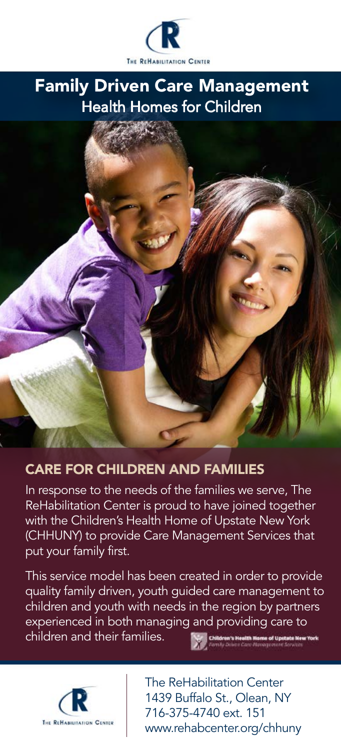THE REHABILITATION CENTER

# Family Driven Care Management

## Health Homes for Children

## CARE FOR CHILDREN AND FAMILIES

In response to the needs of the families we serve, The ReHabilitation Center is proud to have joined together with the Children's Health Home of Upstate New York (CHHUNY) to provide Care Management Services that put your family first.

This service model has been created in order to provide quality family driven, youth guided care management to children and youth with needs in the region by partners experienced in both managing and providing care to children and their families.

Children's Health Home of Upstate New York
Family Driven Care Management Services

THE REHABILITATION CENTER

The ReHabilitation Center
1439 Buffalo St., Olean, NY
716-375-4740 ext. 151
www.rehabcenter.org/chhuny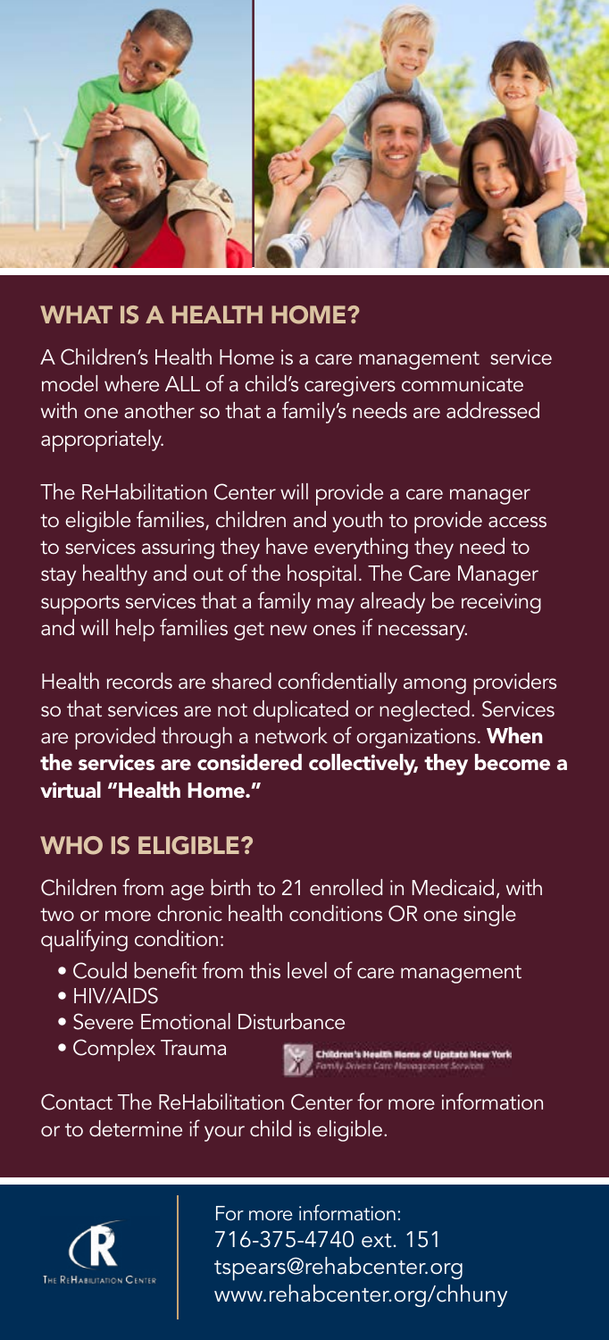## WHAT IS A HEALTH HOME?

A Children's Health Home is a care management service model where ALL of a child's caregivers communicate with one another so that a family's needs are addressed appropriately.

The ReHabilitation Center will provide a care manager to eligible families, children and youth to provide access to services assuring they have everything they need to stay healthy and out of the hospital. The Care Manager supports services that a family may already be receiving and will help families get new ones if necessary.

Health records are shared confidentially among providers so that services are not duplicated or neglected. Services are provided through a network of organizations. **When the services are considered collectively, they become a virtual "Health Home."**

## WHO IS ELIGIBLE?

Children from age birth to 21 enrolled in Medicaid, with two or more chronic health conditions OR one single qualifying condition:

- Could benefit from this level of care management
- HIV/AIDS
- Severe Emotional Disturbance
- Complex Trauma

Children's Health Home of Upstate New York
Family Driven Care Management Services

Contact The ReHabilitation Center for more information or to determine if your child is eligible.

The ReHabilitation Center

For more information:
716-375-4740 ext. 151
tspears@rehabcenter.org
www.rehabcenter.org/chhuny